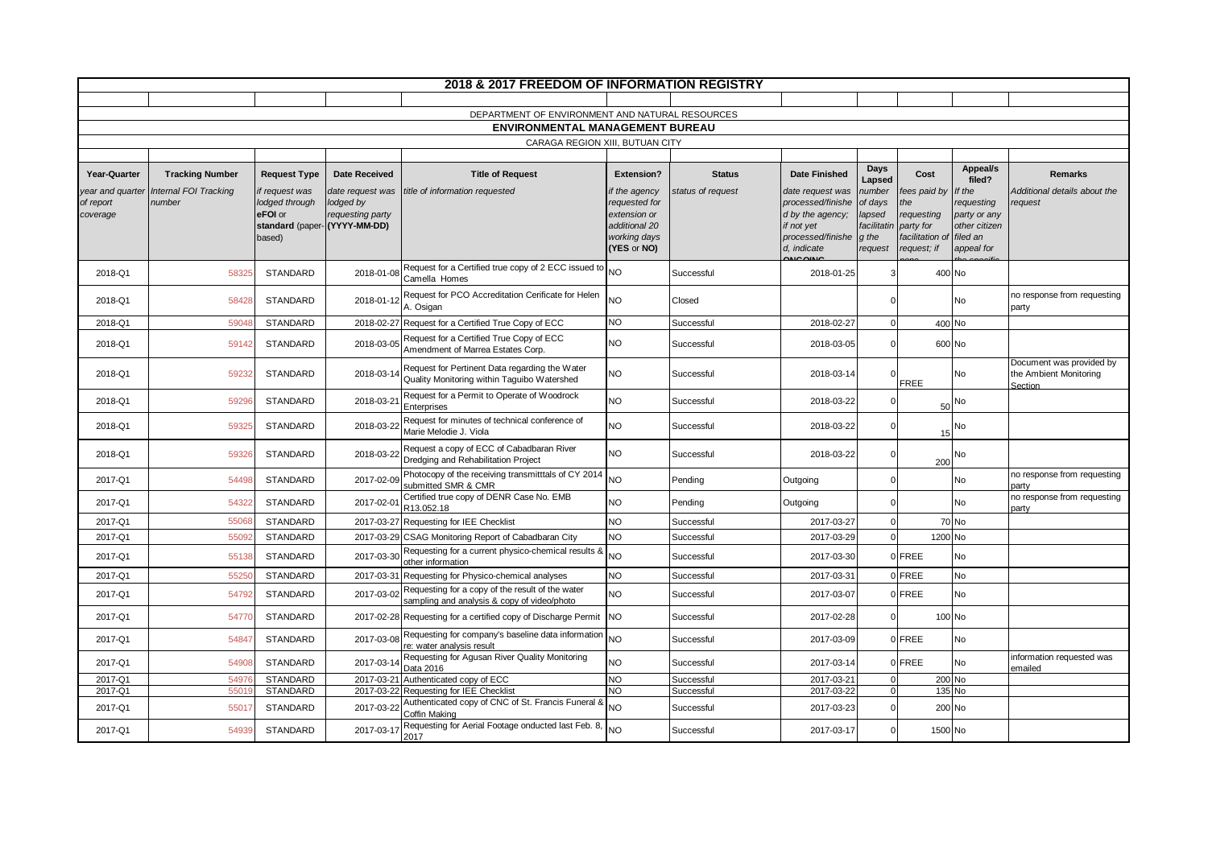# 2018 & 2017 FREEDOM OF INFORMATION REGISTRY

DEPARTMENT OF ENVIRONMENT AND NATURAL RESOURCES

**ENVIRONMENTAL MANAGEMENT BUREAU**

CARAGA REGION XIII, BUTUAN CITY

| Year-Quarter | Tracking Number | Request Type | Date Received | Title of Request | Extension? | Status | Date Finished | Days Lapsed | Cost | Appeal/s filed? | Remarks |
|---|---|---|---|---|---|---|---|---|---|---|---|
| *year and quarter of report coverage* | *Internal FOI Tracking number* | *if request was lodged through* **eFOI** *or* **standard** *(paper-based)* | *date request was lodged by requesting party* **(YYYY-MM-DD)** | *title of information requested* | *if the agency requested for extension or additional 20 working days* **(YES** *or* **NO)** | *status of request* | *date request was processed/finished by the agency; if not yet processed/finished, indicate ONGOING* | *number of days lapsed facilitating the request* | *fees paid by the requesting party for facilitation of request; if none* | *If the requesting party or any other citizen filed an appeal for the specific* | *Additional details about the request* |
| 2018-Q1 | 58325 | STANDARD | 2018-01-08 | Request for a Certified true copy of 2 ECC issued to Camella Homes | NO | Successful | 2018-01-25 | 3 | 400 | No | |
| 2018-Q1 | 58428 | STANDARD | 2018-01-12 | Request for PCO Accreditation Cerificate for Helen A. Osigan | NO | Closed | | 0 | | No | no response from requesting party |
| 2018-Q1 | 59048 | STANDARD | 2018-02-27 | Request for a Certified True Copy of ECC | NO | Successful | 2018-02-27 | 0 | 400 | No | |
| 2018-Q1 | 59142 | STANDARD | 2018-03-05 | Request for a Certified True Copy of ECC Amendment of Marrea Estates Corp. | NO | Successful | 2018-03-05 | 0 | 600 | No | |
| 2018-Q1 | 59232 | STANDARD | 2018-03-14 | Request for Pertinent Data regarding the Water Quality Monitoring within Taguibo Watershed | NO | Successful | 2018-03-14 | 0 | FREE | No | Document was provided by the Ambient Monitoring Section |
| 2018-Q1 | 59296 | STANDARD | 2018-03-21 | Request for a Permit to Operate of Woodrock Enterprises | NO | Successful | 2018-03-22 | 0 | 50 | No | |
| 2018-Q1 | 59325 | STANDARD | 2018-03-22 | Request for minutes of technical conference of Marie Melodie J. Viola | NO | Successful | 2018-03-22 | 0 | 15 | No | |
| 2018-Q1 | 59326 | STANDARD | 2018-03-22 | Request a copy of ECC of Cabadbaran River Dredging and Rehabilitation Project | NO | Successful | 2018-03-22 | 0 | 200 | No | |
| 2017-Q1 | 54498 | STANDARD | 2017-02-09 | Photocopy of the receiving transmitttals of CY 2014 submitted SMR & CMR | NO | Pending | Outgoing | 0 | | No | no response from requesting party |
| 2017-Q1 | 54322 | STANDARD | 2017-02-01 | Certified true copy of DENR Case No. EMB R13.052.18 | NO | Pending | Outgoing | 0 | | No | no response from requesting party |
| 2017-Q1 | 55068 | STANDARD | 2017-03-27 | Requesting for IEE Checklist | NO | Successful | 2017-03-27 | 0 | 70 | No | |
| 2017-Q1 | 55092 | STANDARD | 2017-03-29 | CSAG Monitoring Report of Cabadbaran City | NO | Successful | 2017-03-29 | 0 | 1200 | No | |
| 2017-Q1 | 55138 | STANDARD | 2017-03-30 | Requesting for a current physico-chemical results & other information | NO | Successful | 2017-03-30 | 0 | FREE | No | |
| 2017-Q1 | 55250 | STANDARD | 2017-03-31 | Requesting for Physico-chemical analyses | NO | Successful | 2017-03-31 | 0 | FREE | No | |
| 2017-Q1 | 54792 | STANDARD | 2017-03-02 | Requesting for a copy of the result of the water sampling and analysis & copy of video/photo | NO | Successful | 2017-03-07 | 0 | FREE | No | |
| 2017-Q1 | 54770 | STANDARD | 2017-02-28 | Requesting for a certified copy of Discharge Permit | NO | Successful | 2017-02-28 | 0 | 100 | No | |
| 2017-Q1 | 54847 | STANDARD | 2017-03-08 | Requesting for company's baseline data information re: water analysis result | NO | Successful | 2017-03-09 | 0 | FREE | No | |
| 2017-Q1 | 54908 | STANDARD | 2017-03-14 | Requesting for Agusan River Quality Monitoring Data 2016 | NO | Successful | 2017-03-14 | 0 | FREE | No | information requested was emailed |
| 2017-Q1 | 54976 | STANDARD | 2017-03-21 | Authenticated copy of ECC | NO | Successful | 2017-03-21 | 0 | 200 | No | |
| 2017-Q1 | 55019 | STANDARD | 2017-03-22 | Requesting for IEE Checklist | NO | Successful | 2017-03-22 | 0 | 135 | No | |
| 2017-Q1 | 55017 | STANDARD | 2017-03-22 | Authenticated copy of CNC of St. Francis Funeral & Coffin Making | NO | Successful | 2017-03-23 | 0 | 200 | No | |
| 2017-Q1 | 54939 | STANDARD | 2017-03-17 | Requesting for Aerial Footage onducted last Feb. 8, 2017 | NO | Successful | 2017-03-17 | 0 | 1500 | No | |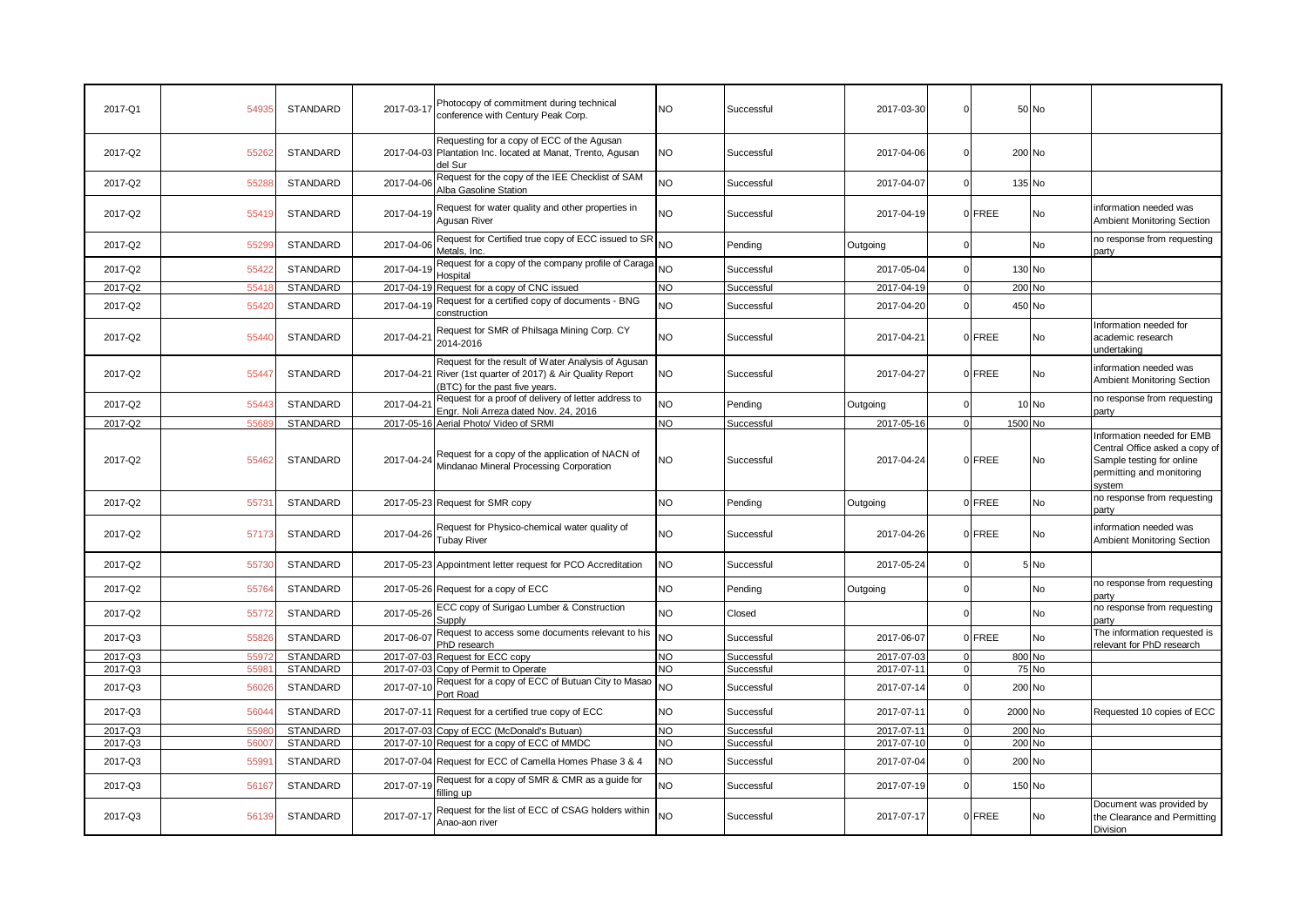| 2017-Q1 | 54935 | STANDARD | 2017-03-17 | Photocopy of commitment during technical conference with Century Peak Corp. | NO | Successful | 2017-03-30 | 0 | 50 | No | |
|---|---|---|---|---|---|---|---|---|---|---|---|
| 2017-Q2 | 55262 | STANDARD | 2017-04-03 | Requesting for a copy of ECC of the Agusan Plantation Inc. located at Manat, Trento, Agusan del Sur | NO | Successful | 2017-04-06 | 0 | 200 | No | |
| 2017-Q2 | 55288 | STANDARD | 2017-04-06 | Request for the copy of the IEE Checklist of SAM Alba Gasoline Station | NO | Successful | 2017-04-07 | 0 | 135 | No | |
| 2017-Q2 | 55419 | STANDARD | 2017-04-19 | Request for water quality and other properties in Agusan River | NO | Successful | 2017-04-19 | 0 | FREE | No | information needed was Ambient Monitoring Section |
| 2017-Q2 | 55299 | STANDARD | 2017-04-06 | Request for Certified true copy of ECC issued to SR Metals, Inc. | NO | Pending | Outgoing | 0 | | No | no response from requesting party |
| 2017-Q2 | 55422 | STANDARD | 2017-04-19 | Request for a copy of the company profile of Caraga Hospital | NO | Successful | 2017-05-04 | 0 | 130 | No | |
| 2017-Q2 | 55418 | STANDARD | 2017-04-19 | Request for a copy of CNC issued | NO | Successful | 2017-04-19 | 0 | 200 | No | |
| 2017-Q2 | 55420 | STANDARD | 2017-04-19 | Request for a certified copy of documents - BNG construction | NO | Successful | 2017-04-20 | 0 | 450 | No | |
| 2017-Q2 | 55440 | STANDARD | 2017-04-21 | Request for SMR of Philsaga Mining Corp. CY 2014-2016 | NO | Successful | 2017-04-21 | 0 | FREE | No | Information needed for academic research undertaking |
| 2017-Q2 | 55447 | STANDARD | 2017-04-21 | Request for the result of Water Analysis of Agusan River (1st quarter of 2017) & Air Quality Report (BTC) for the past five years. | NO | Successful | 2017-04-27 | 0 | FREE | No | information needed was Ambient Monitoring Section |
| 2017-Q2 | 55443 | STANDARD | 2017-04-21 | Request for a proof of delivery of letter address to Engr. Noli Arreza dated Nov. 24, 2016 | NO | Pending | Outgoing | 0 | 10 | No | no response from requesting party |
| 2017-Q2 | 55689 | STANDARD | 2017-05-16 | Aerial Photo/ Video of SRMI | NO | Successful | 2017-05-16 | 0 | 1500 | No | |
| 2017-Q2 | 55462 | STANDARD | 2017-04-24 | Request for a copy of the application of NACN of Mindanao Mineral Processing Corporation | NO | Successful | 2017-04-24 | 0 | FREE | No | Information needed for EMB Central Office asked a copy of Sample testing for online permitting and monitoring system |
| 2017-Q2 | 55731 | STANDARD | 2017-05-23 | Request for SMR copy | NO | Pending | Outgoing | 0 | FREE | No | no response from requesting party |
| 2017-Q2 | 57173 | STANDARD | 2017-04-26 | Request for Physico-chemical water quality of Tubay River | NO | Successful | 2017-04-26 | 0 | FREE | No | information needed was Ambient Monitoring Section |
| 2017-Q2 | 55730 | STANDARD | 2017-05-23 | Appointment letter request for PCO Accreditation | NO | Successful | 2017-05-24 | 0 | 5 | No | |
| 2017-Q2 | 55764 | STANDARD | 2017-05-26 | Request for a copy of ECC | NO | Pending | Outgoing | 0 | | No | no response from requesting party |
| 2017-Q2 | 55772 | STANDARD | 2017-05-26 | ECC copy of Surigao Lumber & Construction Supply | NO | Closed | | 0 | | No | no response from requesting party |
| 2017-Q3 | 55826 | STANDARD | 2017-06-07 | Request to access some documents relevant to his PhD research | NO | Successful | 2017-06-07 | 0 | FREE | No | The information requested is relevant for PhD research |
| 2017-Q3 | 55972 | STANDARD | 2017-07-03 | Request for ECC copy | NO | Successful | 2017-07-03 | 0 | 800 | No | |
| 2017-Q3 | 55981 | STANDARD | 2017-07-03 | Copy of Permit to Operate | NO | Successful | 2017-07-11 | 0 | 75 | No | |
| 2017-Q3 | 56026 | STANDARD | 2017-07-10 | Request for a copy of ECC of Butuan City to Masao Port Road | NO | Successful | 2017-07-14 | 0 | 200 | No | |
| 2017-Q3 | 56044 | STANDARD | 2017-07-11 | Request for a certified true copy of ECC | NO | Successful | 2017-07-11 | 0 | 2000 | No | Requested 10 copies of ECC |
| 2017-Q3 | 55980 | STANDARD | 2017-07-03 | Copy of ECC (McDonald's Butuan) | NO | Successful | 2017-07-11 | 0 | 200 | No | |
| 2017-Q3 | 56007 | STANDARD | 2017-07-10 | Request for a copy of ECC of MMDC | NO | Successful | 2017-07-10 | 0 | 200 | No | |
| 2017-Q3 | 55991 | STANDARD | 2017-07-04 | Request for ECC of Camella Homes Phase 3 & 4 | NO | Successful | 2017-07-04 | 0 | 200 | No | |
| 2017-Q3 | 56167 | STANDARD | 2017-07-19 | Request for a copy of SMR & CMR as a guide for filling up | NO | Successful | 2017-07-19 | 0 | 150 | No | |
| 2017-Q3 | 56139 | STANDARD | 2017-07-17 | Request for the list of ECC of CSAG holders within Anao-aon river | NO | Successful | 2017-07-17 | 0 | FREE | No | Document was provided by the Clearance and Permitting Division |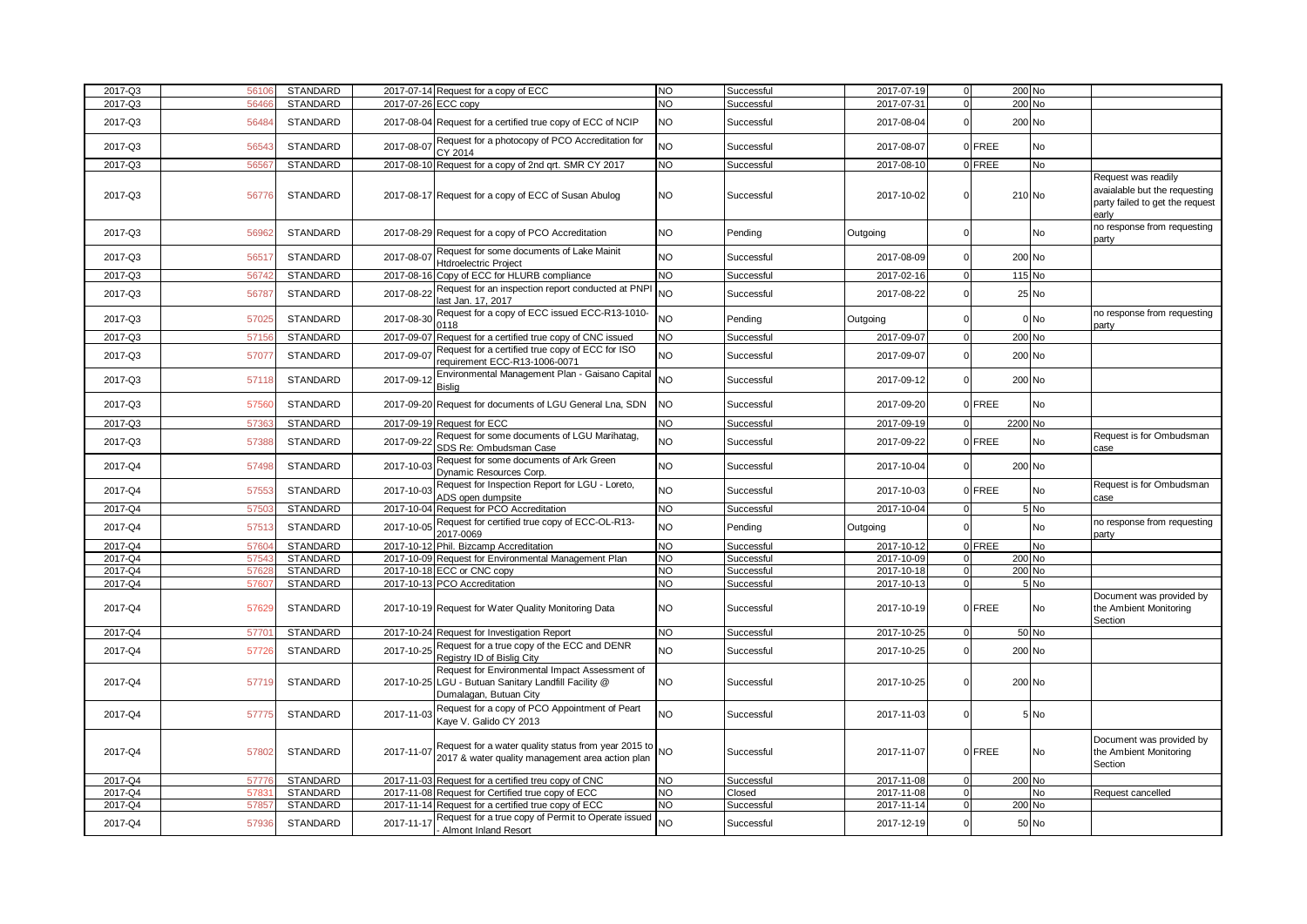| | | | | | | | | | | | | |
|---|---|---|---|---|---|---|---|---|---|---|---|---|
| 2017-Q3 | 56106 | STANDARD | 2017-07-14 | Request for a copy of ECC | NO | Successful | 2017-07-19 | 0 | 200 | No | |
| 2017-Q3 | 56466 | STANDARD | 2017-07-26 | ECC copy | NO | Successful | 2017-07-31 | 0 | 200 | No | |
| 2017-Q3 | 56484 | STANDARD | 2017-08-04 | Request for a certified true copy of ECC of NCIP | NO | Successful | 2017-08-04 | 0 | 200 | No | |
| 2017-Q3 | 56543 | STANDARD | 2017-08-07 | Request for a photocopy of PCO Accreditation for CY 2014 | NO | Successful | 2017-08-07 | 0 | FREE | No | |
| 2017-Q3 | 56567 | STANDARD | 2017-08-10 | Request for a copy of 2nd qrt. SMR CY 2017 | NO | Successful | 2017-08-10 | 0 | FREE | No | |
| 2017-Q3 | 56776 | STANDARD | 2017-08-17 | Request for a copy of ECC of Susan Abulog | NO | Successful | 2017-10-02 | 0 | 210 | No | Request was readily avaialable but the requesting party failed to get the request early |
| 2017-Q3 | 56962 | STANDARD | 2017-08-29 | Request for a copy of PCO Accreditation | NO | Pending | Outgoing | 0 | | No | no response from requesting party |
| 2017-Q3 | 56517 | STANDARD | 2017-08-07 | Request for some documents of Lake Mainit Htdroelectric Project | NO | Successful | 2017-08-09 | 0 | 200 | No | |
| 2017-Q3 | 56742 | STANDARD | 2017-08-16 | Copy of ECC for HLURB compliance | NO | Successful | 2017-02-16 | 0 | 115 | No | |
| 2017-Q3 | 56787 | STANDARD | 2017-08-22 | Request for an inspection report conducted at PNPI last Jan. 17, 2017 | NO | Successful | 2017-08-22 | 0 | 25 | No | |
| 2017-Q3 | 57025 | STANDARD | 2017-08-30 | Request for a copy of ECC issued ECC-R13-1010-0118 | NO | Pending | Outgoing | 0 | 0 | No | no response from requesting party |
| 2017-Q3 | 57156 | STANDARD | 2017-09-07 | Request for a certified true copy of CNC issued | NO | Successful | 2017-09-07 | 0 | 200 | No | |
| 2017-Q3 | 57077 | STANDARD | 2017-09-07 | Request for a certified true copy of ECC for ISO requirement ECC-R13-1006-0071 | NO | Successful | 2017-09-07 | 0 | 200 | No | |
| 2017-Q3 | 57118 | STANDARD | 2017-09-12 | Environmental Management Plan - Gaisano Capital Bislig | NO | Successful | 2017-09-12 | 0 | 200 | No | |
| 2017-Q3 | 57560 | STANDARD | 2017-09-20 | Request for documents of LGU General Lna, SDN | NO | Successful | 2017-09-20 | 0 | FREE | No | |
| 2017-Q3 | 57363 | STANDARD | 2017-09-19 | Request for ECC | NO | Successful | 2017-09-19 | 0 | 2200 | No | |
| 2017-Q3 | 57388 | STANDARD | 2017-09-22 | Request for some documents of LGU Marihatag, SDS Re: Ombudsman Case | NO | Successful | 2017-09-22 | 0 | FREE | No | Request is for Ombudsman case |
| 2017-Q4 | 57498 | STANDARD | 2017-10-03 | Request for some documents of Ark Green Dynamic Resources Corp. | NO | Successful | 2017-10-04 | 0 | 200 | No | |
| 2017-Q4 | 57553 | STANDARD | 2017-10-03 | Request for Inspection Report for LGU - Loreto, ADS open dumpsite | NO | Successful | 2017-10-03 | 0 | FREE | No | Request is for Ombudsman case |
| 2017-Q4 | 57503 | STANDARD | 2017-10-04 | Request for PCO Accreditation | NO | Successful | 2017-10-04 | 0 | 5 | No | |
| 2017-Q4 | 57513 | STANDARD | 2017-10-05 | Request for certified true copy of ECC-OL-R13-2017-0069 | NO | Pending | Outgoing | 0 | | No | no response from requesting party |
| 2017-Q4 | 57604 | STANDARD | 2017-10-12 | Phil. Bizcamp Accreditation | NO | Successful | 2017-10-12 | 0 | FREE | No | |
| 2017-Q4 | 57543 | STANDARD | 2017-10-09 | Request for Environmental Management Plan | NO | Successful | 2017-10-09 | 0 | 200 | No | |
| 2017-Q4 | 57628 | STANDARD | 2017-10-18 | ECC or CNC copy | NO | Successful | 2017-10-18 | 0 | 200 | No | |
| 2017-Q4 | 57607 | STANDARD | 2017-10-13 | PCO Accreditation | NO | Successful | 2017-10-13 | 0 | 5 | No | |
| 2017-Q4 | 57629 | STANDARD | 2017-10-19 | Request for Water Quality Monitoring Data | NO | Successful | 2017-10-19 | 0 | FREE | No | Document was provided by the Ambient Monitoring Section |
| 2017-Q4 | 57701 | STANDARD | 2017-10-24 | Request for Investigation Report | NO | Successful | 2017-10-25 | 0 | 50 | No | |
| 2017-Q4 | 57726 | STANDARD | 2017-10-25 | Request for a true copy of the ECC and DENR Registry ID of Bislig City | NO | Successful | 2017-10-25 | 0 | 200 | No | |
| 2017-Q4 | 57719 | STANDARD | 2017-10-25 | Request for Environmental Impact Assessment of LGU - Butuan Sanitary Landfill Facility @ Dumalagan, Butuan City | NO | Successful | 2017-10-25 | 0 | 200 | No | |
| 2017-Q4 | 57775 | STANDARD | 2017-11-03 | Request for a copy of PCO Appointment of Peart Kaye V. Galido CY 2013 | NO | Successful | 2017-11-03 | 0 | 5 | No | |
| 2017-Q4 | 57802 | STANDARD | 2017-11-07 | Request for a water quality status from year 2015 to 2017 & water quality management area action plan | NO | Successful | 2017-11-07 | 0 | FREE | No | Document was provided by the Ambient Monitoring Section |
| 2017-Q4 | 57776 | STANDARD | 2017-11-03 | Request for a certified treu copy of CNC | NO | Successful | 2017-11-08 | 0 | 200 | No | |
| 2017-Q4 | 57831 | STANDARD | 2017-11-08 | Request for Certified true copy of ECC | NO | Closed | 2017-11-08 | 0 | | No | Request cancelled |
| 2017-Q4 | 57857 | STANDARD | 2017-11-14 | Request for a certified true copy of ECC | NO | Successful | 2017-11-14 | 0 | 200 | No | |
| 2017-Q4 | 57936 | STANDARD | 2017-11-17 | Request for a true copy of Permit to Operate issued - Almont Inland Resort | NO | Successful | 2017-12-19 | 0 | 50 | No | |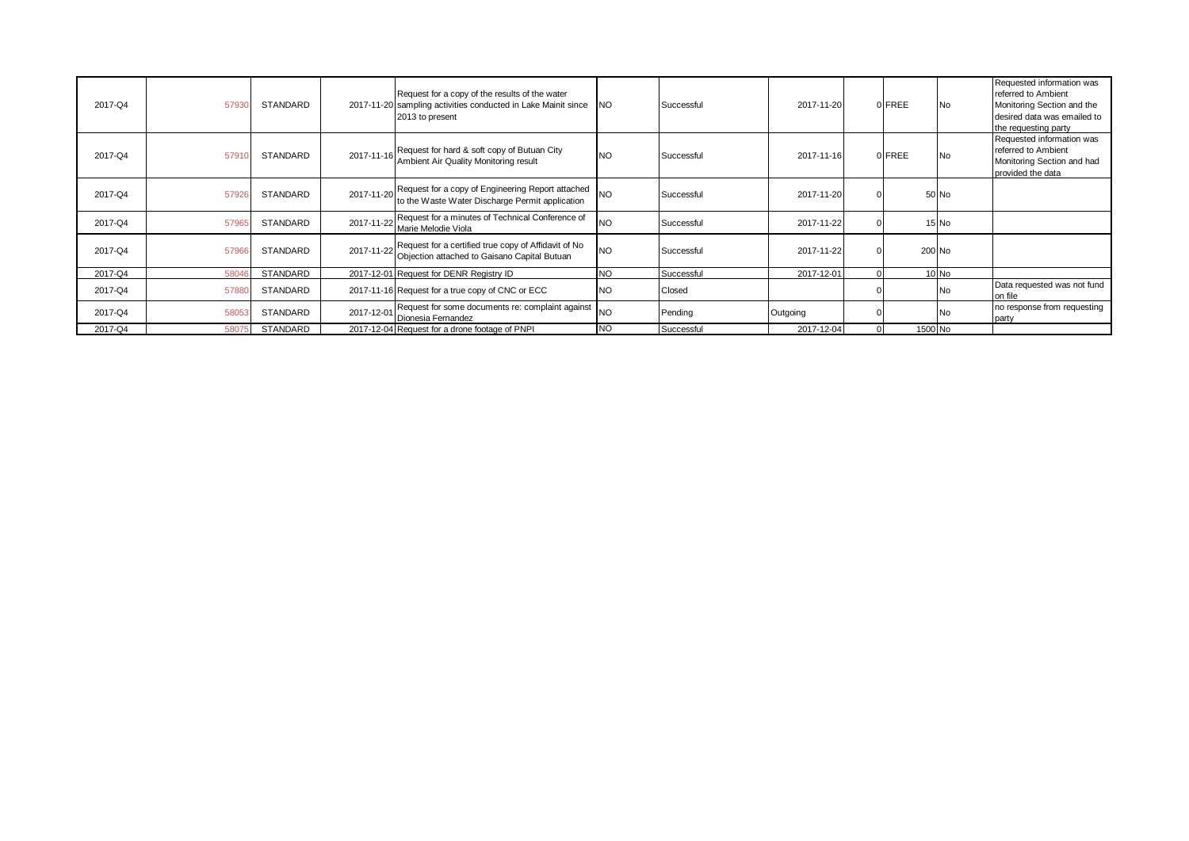| | | | | | | | | | | | |
|---|---|---|---|---|---|---|---|---|---|---|---|
| 2017-Q4 | 57930 | STANDARD | 2017-11-20 | Request for a copy of the results of the water sampling activities conducted in Lake Mainit since 2013 to present | NO | Successful | 2017-11-20 | 0 | FREE | No | Requested information was referred to Ambient Monitoring Section and the desired data was emailed to the requesting party |
| 2017-Q4 | 57910 | STANDARD | 2017-11-16 | Request for hard & soft copy of Butuan City Ambient Air Quality Monitoring result | NO | Successful | 2017-11-16 | 0 | FREE | No | Requested information was referred to Ambient Monitoring Section and had provided the data |
| 2017-Q4 | 57926 | STANDARD | 2017-11-20 | Request for a copy of Engineering Report attached to the Waste Water Discharge Permit application | NO | Successful | 2017-11-20 | 0 | 50 | No | |
| 2017-Q4 | 57965 | STANDARD | 2017-11-22 | Request for a minutes of Technical Conference of Marie Melodie Viola | NO | Successful | 2017-11-22 | 0 | 15 | No | |
| 2017-Q4 | 57966 | STANDARD | 2017-11-22 | Request for a certified true copy of Affidavit of No Objection attached to Gaisano Capital Butuan | NO | Successful | 2017-11-22 | 0 | 200 | No | |
| 2017-Q4 | 58046 | STANDARD | 2017-12-01 | Request for DENR Registry ID | NO | Successful | 2017-12-01 | 0 | 10 | No | |
| 2017-Q4 | 57880 | STANDARD | 2017-11-16 | Request for a true copy of CNC or ECC | NO | Closed | | 0 | | No | Data requested was not fund on file |
| 2017-Q4 | 58053 | STANDARD | 2017-12-01 | Request for some documents re: complaint against Dionesia Fernandez | NO | Pending | Outgoing | 0 | | No | no response from requesting party |
| 2017-Q4 | 58075 | STANDARD | 2017-12-04 | Request for a drone footage of PNPI | NO | Successful | 2017-12-04 | 0 | 1500 | No | |